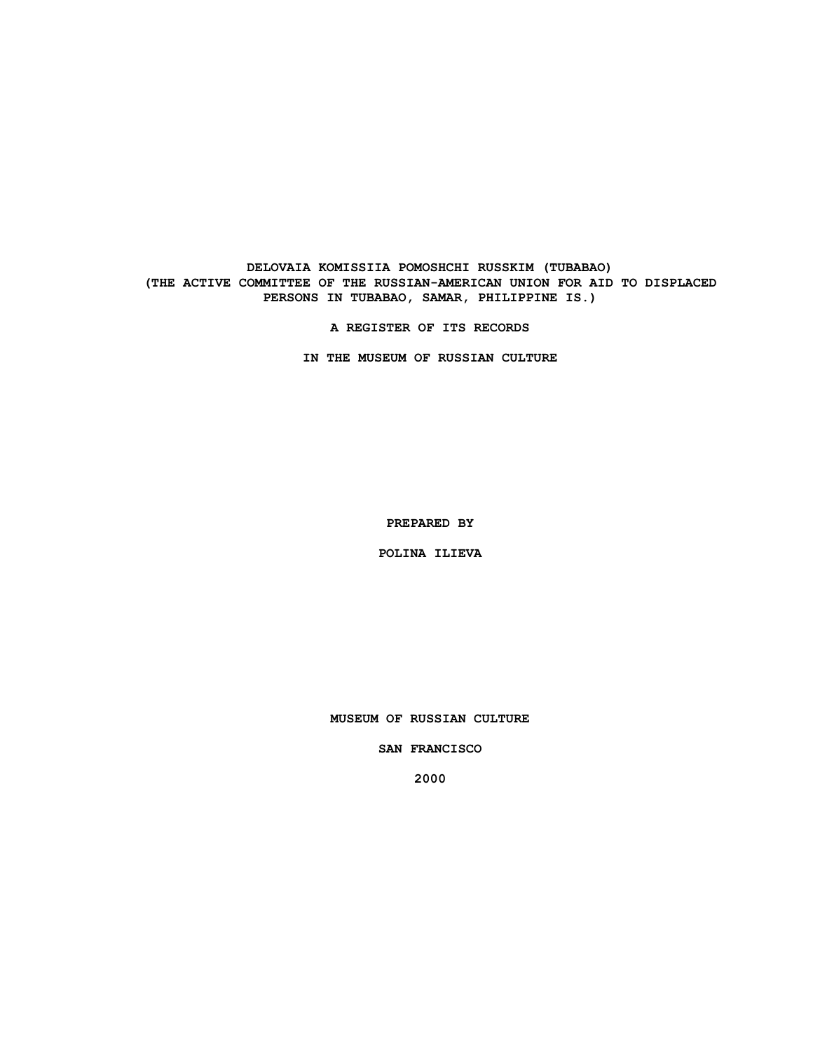# DELOVAIA KOMISSIIA POMOSHCHI RUSSKIM (TUBABAO)
# (THE ACTIVE COMMITTEE OF THE RUSSIAN-AMERICAN UNION FOR AID TO DISPLACED PERSONS IN TUBABAO, SAMAR, PHILIPPINE IS.)

**A REGISTER OF ITS RECORDS**

**IN THE MUSEUM OF RUSSIAN CULTURE**

**PREPARED BY**

**POLINA ILIEVA**

**MUSEUM OF RUSSIAN CULTURE**

**SAN FRANCISCO**

**2000**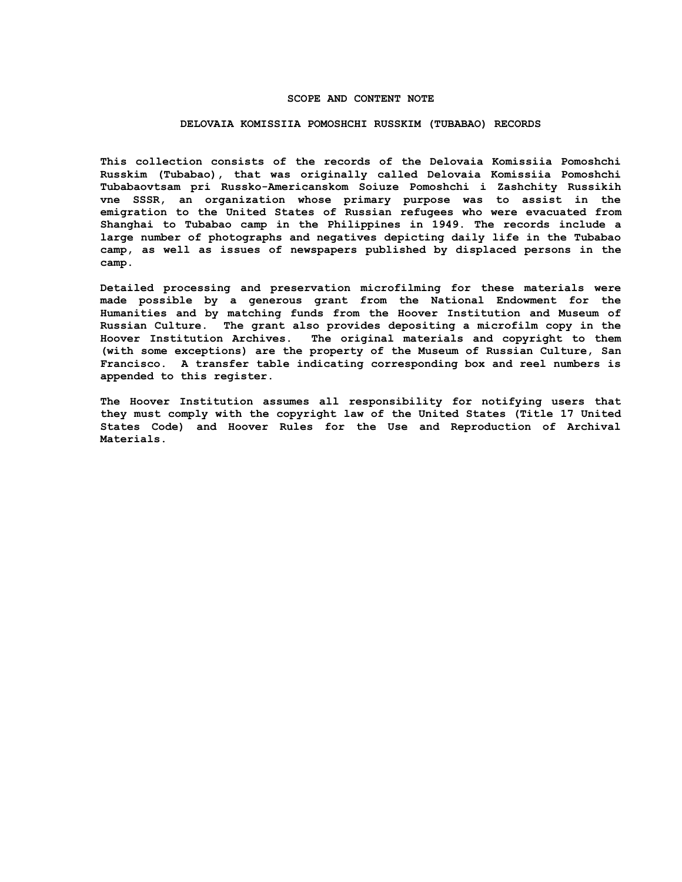## SCOPE AND CONTENT NOTE

### DELOVAIA KOMISSIIA POMOSHCHI RUSSKIM (TUBABAO) RECORDS

This collection consists of the records of the Delovaia Komissiia Pomoshchi Russkim (Tubabao), that was originally called Delovaia Komissiia Pomoshchi Tubabaovtsam pri Russko-Americanskom Soiuze Pomoshchi i Zashchity Russikih vne SSSR, an organization whose primary purpose was to assist in the emigration to the United States of Russian refugees who were evacuated from Shanghai to Tubabao camp in the Philippines in 1949. The records include a large number of photographs and negatives depicting daily life in the Tubabao camp, as well as issues of newspapers published by displaced persons in the camp.

Detailed processing and preservation microfilming for these materials were made possible by a generous grant from the National Endowment for the Humanities and by matching funds from the Hoover Institution and Museum of Russian Culture. The grant also provides depositing a microfilm copy in the Hoover Institution Archives. The original materials and copyright to them (with some exceptions) are the property of the Museum of Russian Culture, San Francisco. A transfer table indicating corresponding box and reel numbers is appended to this register.

The Hoover Institution assumes all responsibility for notifying users that they must comply with the copyright law of the United States (Title 17 United States Code) and Hoover Rules for the Use and Reproduction of Archival Materials.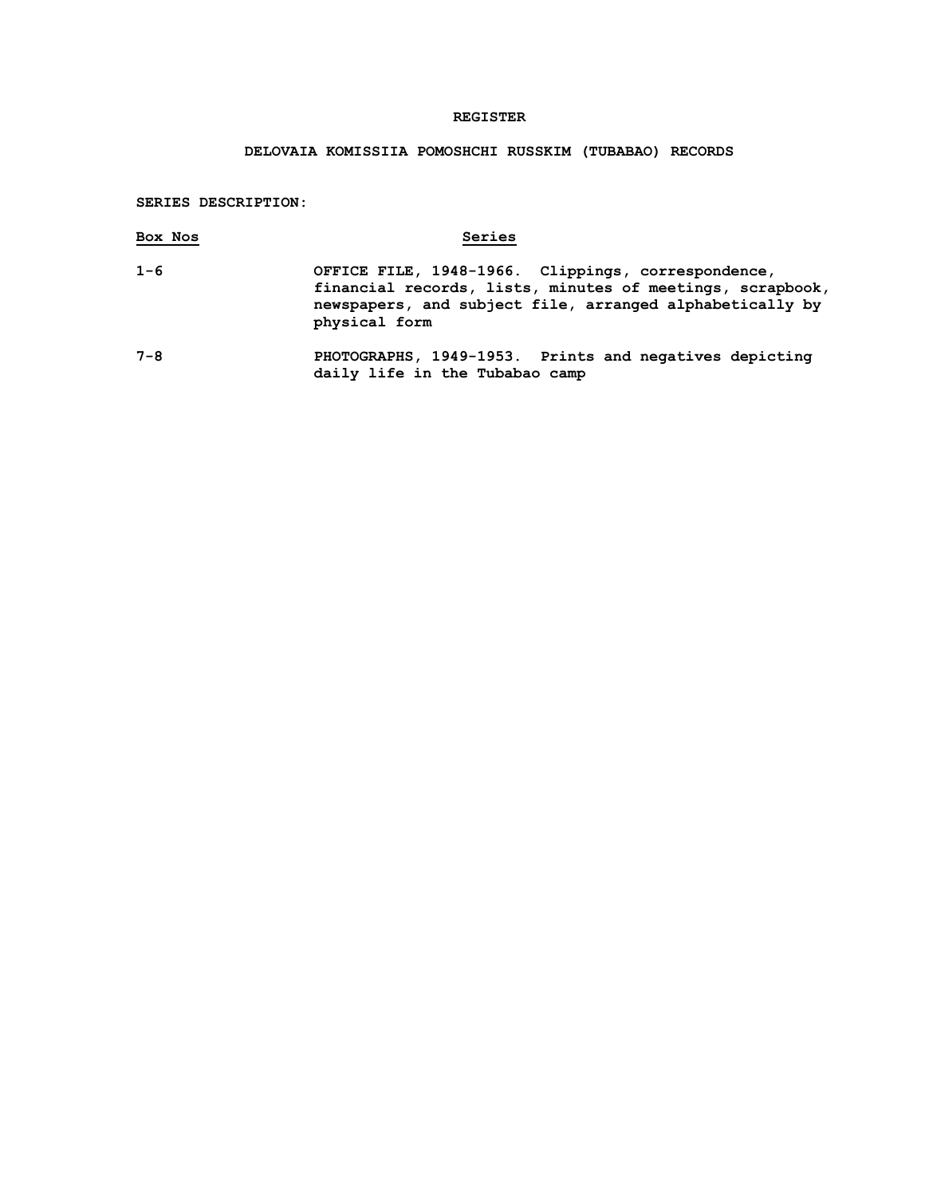# REGISTER

## DELOVAIA KOMISSIIA POMOSHCHI RUSSKIM (TUBABAO) RECORDS

**SERIES DESCRIPTION:**

| Box Nos | Series |
| --- | --- |
| 1-6 | OFFICE FILE, 1948-1966. Clippings, correspondence, financial records, lists, minutes of meetings, scrapbook, newspapers, and subject file, arranged alphabetically by physical form |
| 7-8 | PHOTOGRAPHS, 1949-1953. Prints and negatives depicting daily life in the Tubabao camp |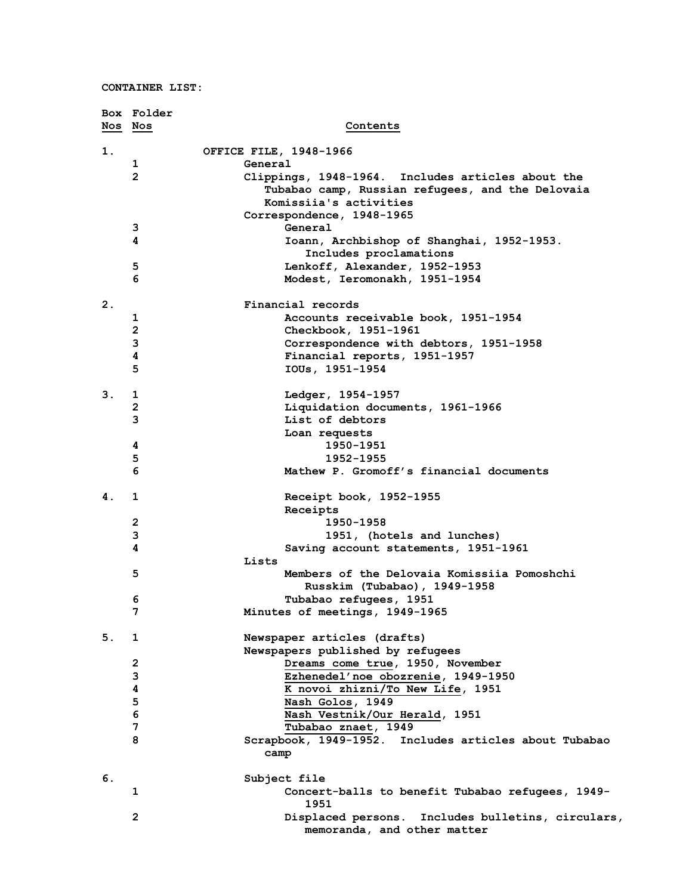CONTAINER LIST:

| Box Nos | Folder Nos | Contents |
|---|---|---|
| 1. | | OFFICE FILE, 1948-1966 |
| | 1 | General |
| | 2 | Clippings, 1948-1964. Includes articles about the Tubabao camp, Russian refugees, and the Delovaia Komissiia's activities |
| | | Correspondence, 1948-1965 |
| | 3 | General |
| | 4 | Ioann, Archbishop of Shanghai, 1952-1953. Includes proclamations |
| | 5 | Lenkoff, Alexander, 1952-1953 |
| | 6 | Modest, Ieromonakh, 1951-1954 |
| 2. | | Financial records |
| | 1 | Accounts receivable book, 1951-1954 |
| | 2 | Checkbook, 1951-1961 |
| | 3 | Correspondence with debtors, 1951-1958 |
| | 4 | Financial reports, 1951-1957 |
| | 5 | IOUs, 1951-1954 |
| 3. | 1 | Ledger, 1954-1957 |
| | 2 | Liquidation documents, 1961-1966 |
| | 3 | List of debtors |
| | | Loan requests |
| | 4 | 1950-1951 |
| | 5 | 1952-1955 |
| | 6 | Mathew P. Gromoff's financial documents |
| 4. | 1 | Receipt book, 1952-1955 |
| | | Receipts |
| | 2 | 1950-1958 |
| | 3 | 1951, (hotels and lunches) |
| | 4 | Saving account statements, 1951-1961 |
| | | Lists |
| | 5 | Members of the Delovaia Komissiia Pomoshchi Russkim (Tubabao), 1949-1958 |
| | 6 | Tubabao refugees, 1951 |
| | 7 | Minutes of meetings, 1949-1965 |
| 5. | 1 | Newspaper articles (drafts) |
| | | Newspapers published by refugees |
| | 2 | _Dreams come true_, 1950, November |
| | 3 | _Ezhenedel'noe obozrenie_, 1949-1950 |
| | 4 | _K novoi zhizni/To New Life_, 1951 |
| | 5 | _Nash Golos_, 1949 |
| | 6 | _Nash Vestnik/Our Herald_, 1951 |
| | 7 | _Tubabao znaet_, 1949 |
| | 8 | Scrapbook, 1949-1952. Includes articles about Tubabao camp |
| 6. | | Subject file |
| | 1 | Concert-balls to benefit Tubabao refugees, 1949-1951 |
| | 2 | Displaced persons. Includes bulletins, circulars, memoranda, and other matter |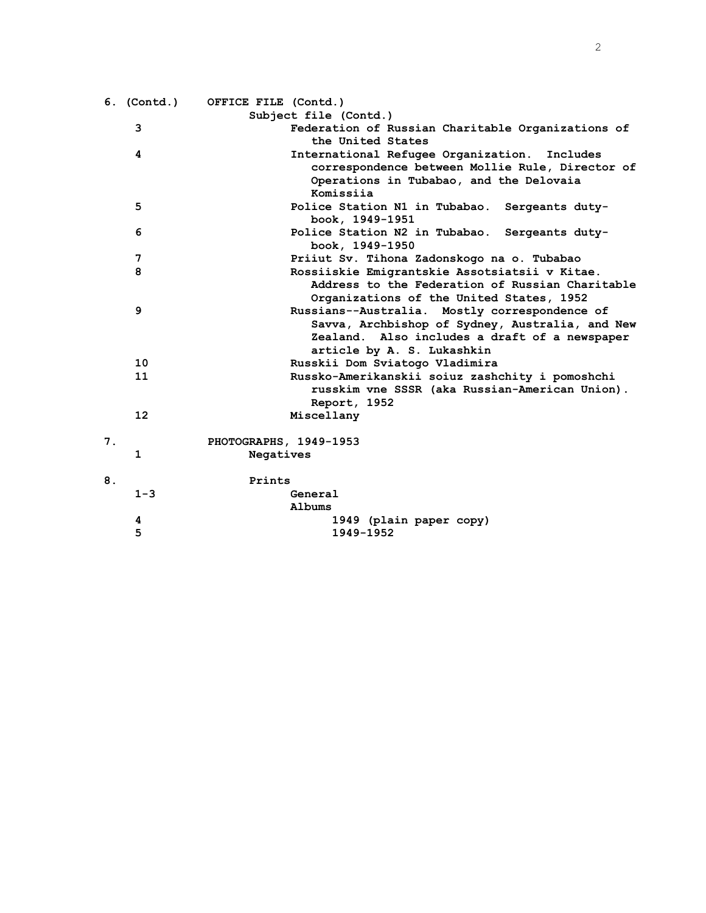| | | |
|---|---|---|
| 6. (Contd.) | OFFICE FILE (Contd.) | |
| | Subject file (Contd.) | |
| 3 | | Federation of Russian Charitable Organizations of the United States |
| 4 | | International Refugee Organization. Includes correspondence between Mollie Rule, Director of Operations in Tubabao, and the Delovaia Komissiia |
| 5 | | Police Station N1 in Tubabao. Sergeants duty-book, 1949-1951 |
| 6 | | Police Station N2 in Tubabao. Sergeants duty-book, 1949-1950 |
| 7 | | Priiut Sv. Tihona Zadonskogo na o. Tubabao |
| 8 | | Rossiiskie Emigrantskie Assotsiatsii v Kitae. Address to the Federation of Russian Charitable Organizations of the United States, 1952 |
| 9 | | Russians--Australia. Mostly correspondence of Savva, Archbishop of Sydney, Australia, and New Zealand. Also includes a draft of a newspaper article by A. S. Lukashkin |
| 10 | | Russkii Dom Sviatogo Vladimira |
| 11 | | Russko-Amerikanskii soiuz zashchity i pomoshchi russkim vne SSSR (aka Russian-American Union). Report, 1952 |
| 12 | | Miscellany |
| 7. | PHOTOGRAPHS, 1949-1953 | |
| 1 | Negatives | |
| 8. | Prints | |
| 1-3 | | General |
| | | Albums |
| 4 | | 1949 (plain paper copy) |
| 5 | | 1949-1952 |